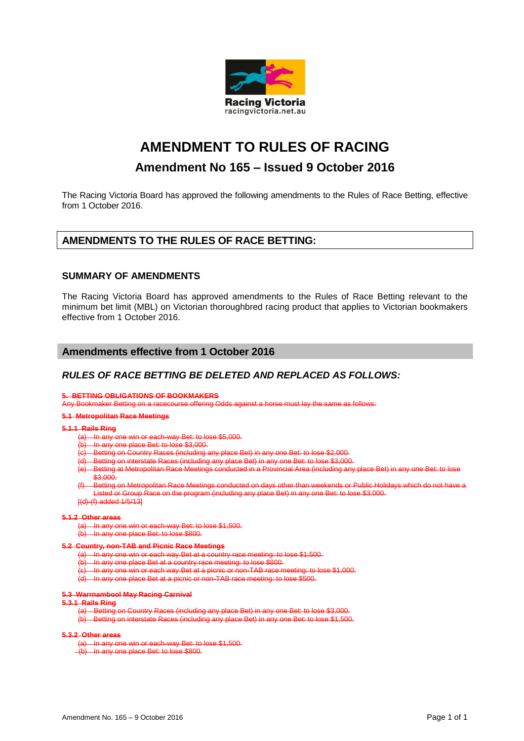Racing Victoria
racingvictoria.net.au

# AMENDMENT TO RULES OF RACING

## Amendment No 165 – Issued 9 October 2016

The Racing Victoria Board has approved the following amendments to the Rules of Race Betting, effective from 1 October 2016.

## AMENDMENTS TO THE RULES OF RACE BETTING:

### SUMMARY OF AMENDMENTS

The Racing Victoria Board has approved amendments to the Rules of Race Betting relevant to the minimum bet limit (MBL) on Victorian thoroughbred racing product that applies to Victorian bookmakers effective from 1 October 2016.

## Amendments effective from 1 October 2016

### *RULES OF RACE BETTING BE DELETED AND REPLACED AS FOLLOWS:*

~~**5. BETTING OBLIGATIONS OF BOOKMAKERS**~~

~~Any Bookmaker Betting on a racecourse offering Odds against a horse must lay the same as follows:~~

~~**5.1 Metropolitan Race Meetings**~~

~~**5.1.1 Rails Ring**~~

- ~~(a) In any one win or each-way Bet: to lose $5,000.~~
- ~~(b) In any one place Bet: to lose $3,000.~~
- ~~(c) Betting on Country Races (including any place Bet) in any one Bet: to lose $2,000.~~
- ~~(d) Betting on interstate Races (including any place Bet) in any one Bet: to lose $3,000.~~
- ~~(e) Betting at Metropolitan Race Meetings conducted in a Provincial Area (including any place Bet) in any one Bet: to lose $3,000.~~
- ~~(f) Betting on Metropolitan Race Meetings conducted on days other than weekends or Public Holidays which do not have a Listed or Group Race on the program (including any place Bet) in any one Bet: to lose $3,000.~~

~~[(d)-(f) added 1/5/13]~~

~~**5.1.2 Other areas**~~

- ~~(a) In any one win or each-way Bet: to lose $1,500.~~
- ~~(b) In any one place Bet: to lose $800.~~

~~**5.2 Country, non-TAB and Picnic Race Meetings**~~

- ~~(a) In any one win or each way Bet at a country race meeting: to lose $1,500.~~
- ~~(b) In any one place Bet at a country race meeting: to lose $800.~~
- ~~(c) In any one win or each way Bet at a picnic or non-TAB race meeting: to lose $1,000.~~
- ~~(d) In any one place Bet at a picnic or non-TAB race meeting: to lose $500.~~

~~**5.3 Warrnambool May Racing Carnival**~~

~~**5.3.1 Rails Ring**~~

- ~~(a) Betting on Country Races (including any place Bet) in any one Bet: to lose $3,000.~~
- ~~(b) Betting on interstate Races (including any place Bet) in any one Bet: to lose $1,500.~~

~~**5.3.2 Other areas**~~

- ~~(a) In any one win or each-way Bet: to lose $1,500.~~
- ~~(b) In any one place Bet: to lose $800.~~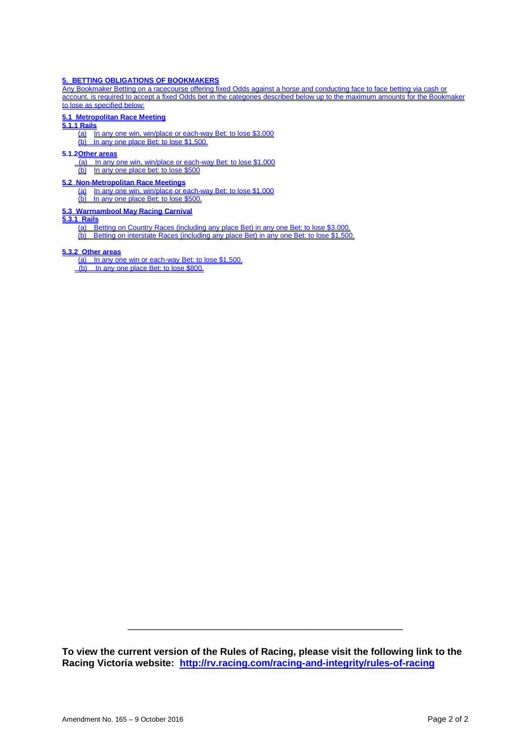**5. BETTING OBLIGATIONS OF BOOKMAKERS**

Any Bookmaker Betting on a racecourse offering fixed Odds against a horse and conducting face to face betting via cash or account, is required to accept a fixed Odds bet in the categories described below up to the maximum amounts for the Bookmaker to lose as specified below:

**5.1 Metropolitan Race Meeting**

**5.1.1 Rails**

(a) In any one win, win/place or each-way Bet: to lose $3,000

(b) In any one place Bet: to lose $1,500.

**5.1.2 Other areas**

(a) In any one win, win/place or each-way Bet: to lose $1,000

(b) In any one place bet: to lose $500

**5.2 Non-Metropolitan Race Meetings**

(a) In any one win, win/place or each-way Bet: to lose $1,000

(b) In any one place Bet: to lose $500.

**5.3 Warrnambool May Racing Carnival**

**5.3.1 Rails**

(a) Betting on Country Races (including any place Bet) in any one Bet: to lose $3,000.

(b) Betting on interstate Races (including any place Bet) in any one Bet: to lose $1,500.

**5.3.2 Other areas**

(a) In any one win or each-way Bet: to lose $1,500.

(b) In any one place Bet: to lose $800.

---

**To view the current version of the Rules of Racing, please visit the following link to the Racing Victoria website: http://rv.racing.com/racing-and-integrity/rules-of-racing**

Amendment No. 165 – 9 October 2016